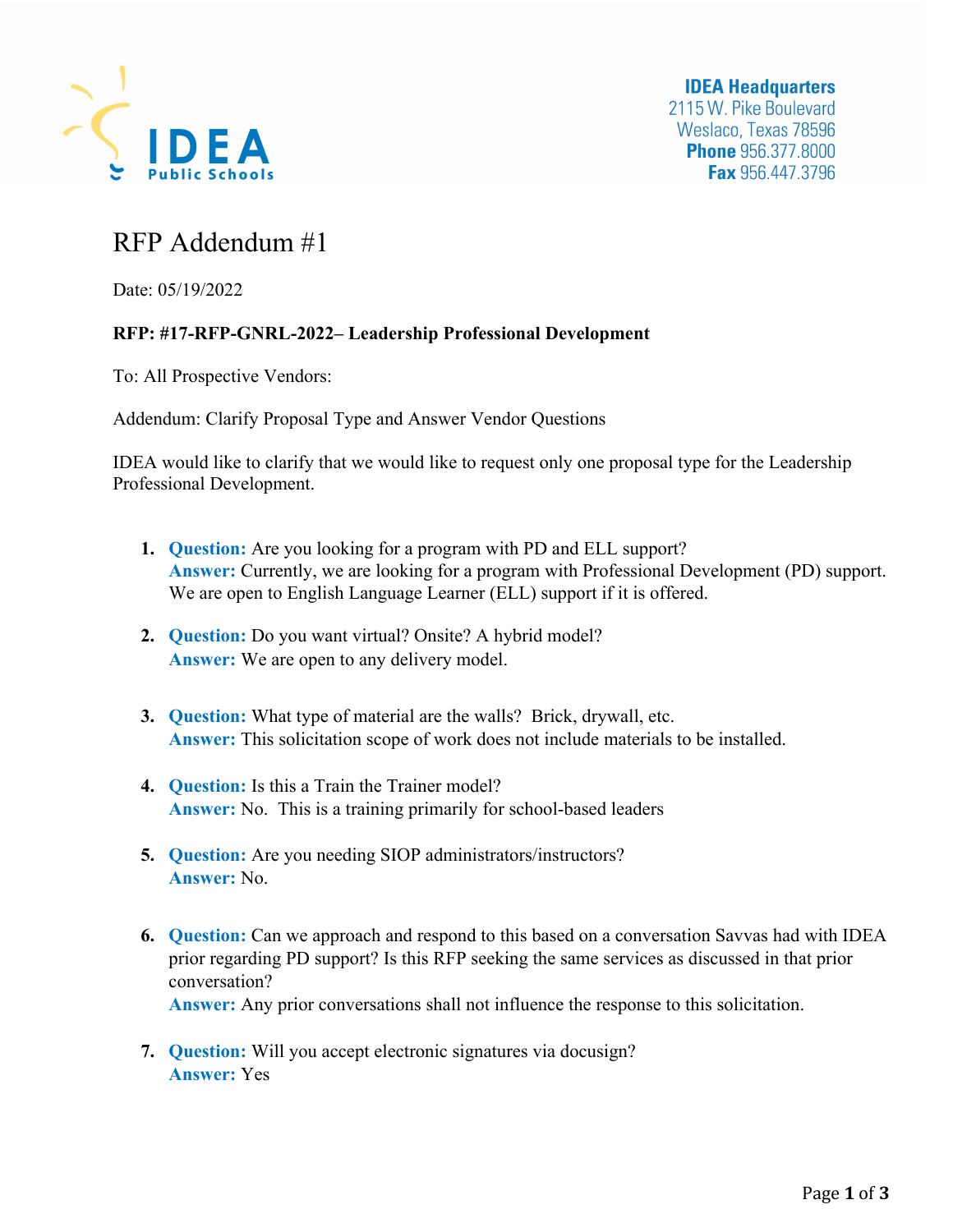IDEA Public Schools

**IDEA Headquarters**
2115 W. Pike Boulevard
Weslaco, Texas 78596
**Phone** 956.377.8000
**Fax** 956.447.3796

# RFP Addendum #1

Date: 05/19/2022

**RFP: #17-RFP-GNRL-2022– Leadership Professional Development**

To: All Prospective Vendors:

Addendum: Clarify Proposal Type and Answer Vendor Questions

IDEA would like to clarify that we would like to request only one proposal type for the Leadership Professional Development.

1. **Question:** Are you looking for a program with PD and ELL support?
   **Answer:** Currently, we are looking for a program with Professional Development (PD) support. We are open to English Language Learner (ELL) support if it is offered.

2. **Question:** Do you want virtual? Onsite? A hybrid model?
   **Answer:** We are open to any delivery model.

3. **Question:** What type of material are the walls? Brick, drywall, etc.
   **Answer:** This solicitation scope of work does not include materials to be installed.

4. **Question:** Is this a Train the Trainer model?
   **Answer:** No. This is a training primarily for school-based leaders

5. **Question:** Are you needing SIOP administrators/instructors?
   **Answer:** No.

6. **Question:** Can we approach and respond to this based on a conversation Savvas had with IDEA prior regarding PD support? Is this RFP seeking the same services as discussed in that prior conversation?
   **Answer:** Any prior conversations shall not influence the response to this solicitation.

7. **Question:** Will you accept electronic signatures via docusign?
   **Answer:** Yes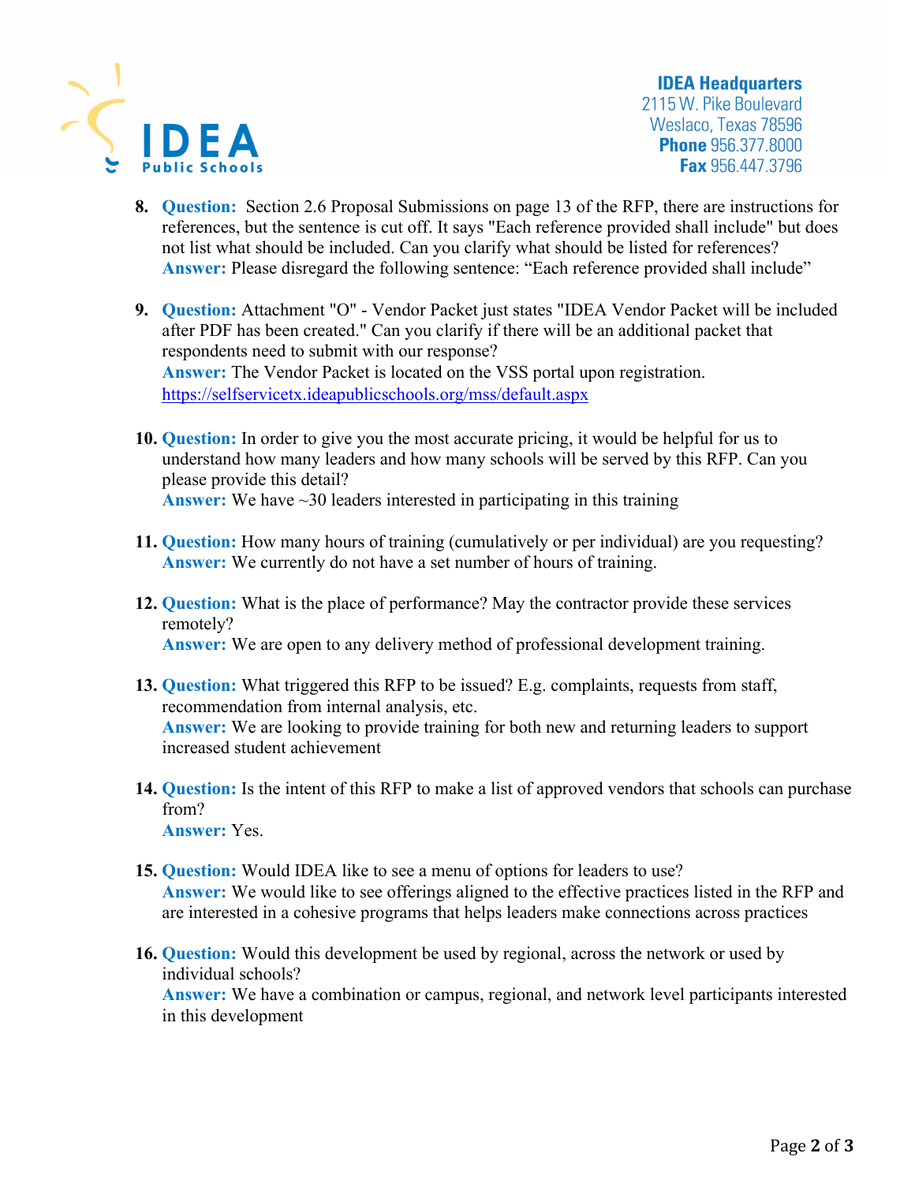8. **Question:** Section 2.6 Proposal Submissions on page 13 of the RFP, there are instructions for references, but the sentence is cut off. It says "Each reference provided shall include" but does not list what should be included. Can you clarify what should be listed for references?
   **Answer:** Please disregard the following sentence: "Each reference provided shall include"

9. **Question:** Attachment "O" - Vendor Packet just states "IDEA Vendor Packet will be included after PDF has been created." Can you clarify if there will be an additional packet that respondents need to submit with our response?
   **Answer:** The Vendor Packet is located on the VSS portal upon registration. [https://selfservicetx.ideapublicschools.org/mss/default.aspx](https://selfservicetx.ideapublicschools.org/mss/default.aspx)

10. **Question:** In order to give you the most accurate pricing, it would be helpful for us to understand how many leaders and how many schools will be served by this RFP. Can you please provide this detail?
    **Answer:** We have ~30 leaders interested in participating in this training

11. **Question:** How many hours of training (cumulatively or per individual) are you requesting?
    **Answer:** We currently do not have a set number of hours of training.

12. **Question:** What is the place of performance? May the contractor provide these services remotely?
    **Answer:** We are open to any delivery method of professional development training.

13. **Question:** What triggered this RFP to be issued? E.g. complaints, requests from staff, recommendation from internal analysis, etc.
    **Answer:** We are looking to provide training for both new and returning leaders to support increased student achievement

14. **Question:** Is the intent of this RFP to make a list of approved vendors that schools can purchase from?
    **Answer:** Yes.

15. **Question:** Would IDEA like to see a menu of options for leaders to use?
    **Answer:** We would like to see offerings aligned to the effective practices listed in the RFP and are interested in a cohesive programs that helps leaders make connections across practices

16. **Question:** Would this development be used by regional, across the network or used by individual schools?
    **Answer:** We have a combination or campus, regional, and network level participants interested in this development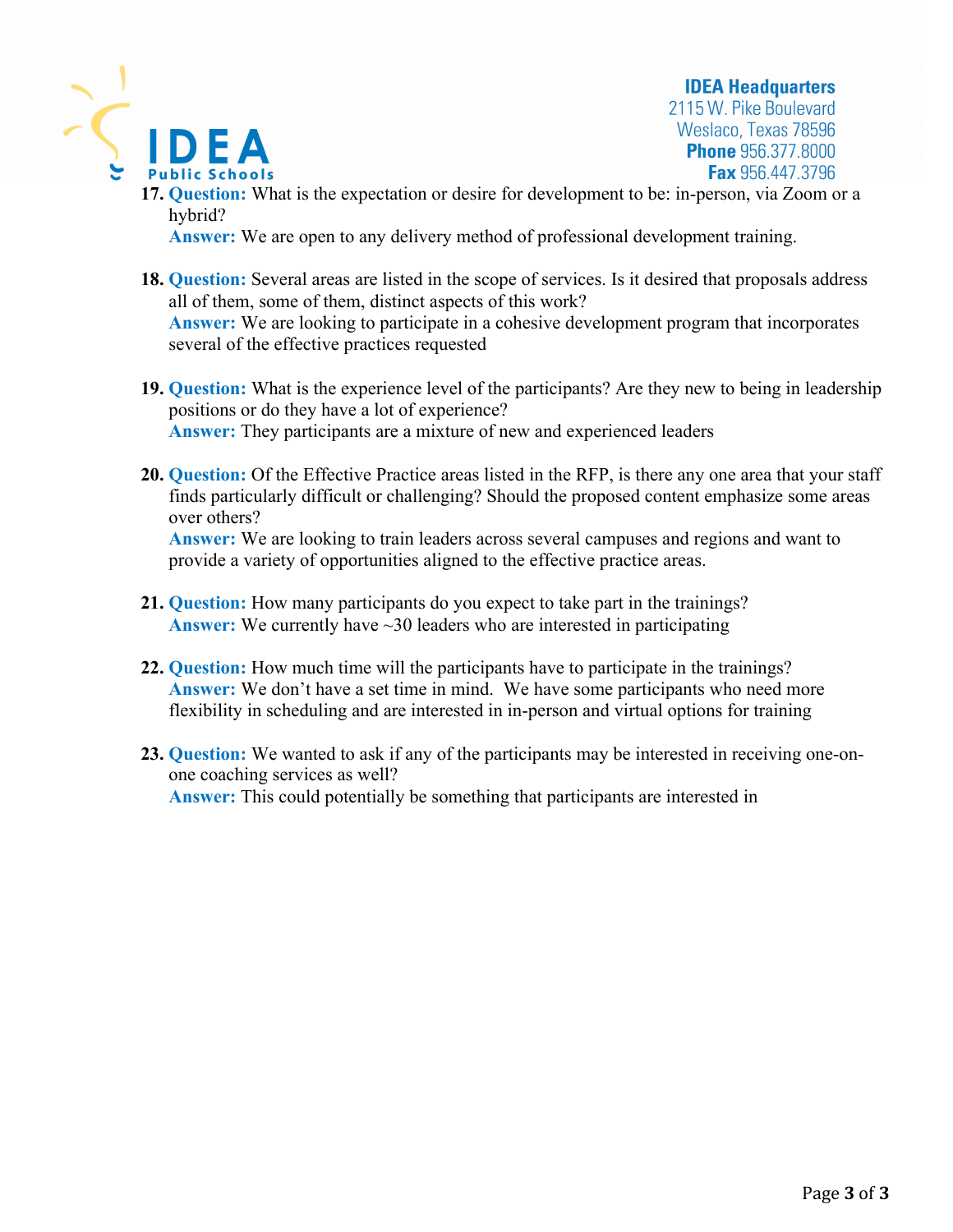17. **Question:** What is the expectation or desire for development to be: in-person, via Zoom or a hybrid?
    **Answer:** We are open to any delivery method of professional development training.

18. **Question:** Several areas are listed in the scope of services. Is it desired that proposals address all of them, some of them, distinct aspects of this work?
    **Answer:** We are looking to participate in a cohesive development program that incorporates several of the effective practices requested

19. **Question:** What is the experience level of the participants? Are they new to being in leadership positions or do they have a lot of experience?
    **Answer:** They participants are a mixture of new and experienced leaders

20. **Question:** Of the Effective Practice areas listed in the RFP, is there any one area that your staff finds particularly difficult or challenging? Should the proposed content emphasize some areas over others?
    **Answer:** We are looking to train leaders across several campuses and regions and want to provide a variety of opportunities aligned to the effective practice areas.

21. **Question:** How many participants do you expect to take part in the trainings?
    **Answer:** We currently have ~30 leaders who are interested in participating

22. **Question:** How much time will the participants have to participate in the trainings?
    **Answer:** We don't have a set time in mind. We have some participants who need more flexibility in scheduling and are interested in in-person and virtual options for training

23. **Question:** We wanted to ask if any of the participants may be interested in receiving one-on-one coaching services as well?
    **Answer:** This could potentially be something that participants are interested in